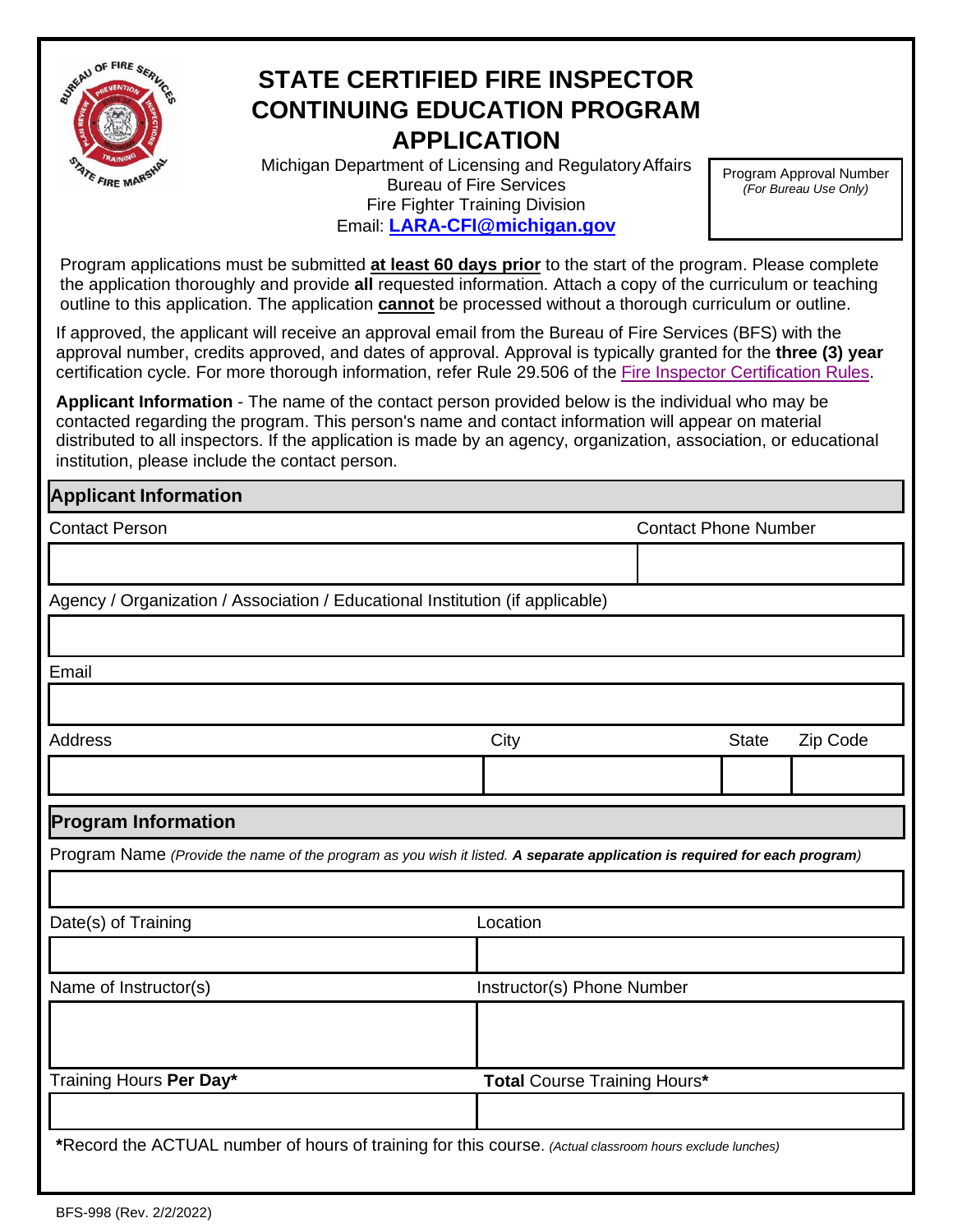# STATE CERTIFIED FIRE INSPECTOR CONTINUING EDUCATION PROGRAM APPLICATION

Michigan Department of Licensing and Regulatory Affairs
Bureau of Fire Services
Fire Fighter Training Division
Email: **LARA-CFI@michigan.gov**

| Program Approval Number *(For Bureau Use Only)* |
|---|
| |

Program applications must be submitted **at least 60 days prior** to the start of the program. Please complete the application thoroughly and provide **all** requested information. Attach a copy of the curriculum or teaching outline to this application. The application **cannot** be processed without a thorough curriculum or outline.

If approved, the applicant will receive an approval email from the Bureau of Fire Services (BFS) with the approval number, credits approved, and dates of approval. Approval is typically granted for the **three (3) year** certification cycle. For more thorough information, refer Rule 29.506 of the Fire Inspector Certification Rules.

**Applicant Information** - The name of the contact person provided below is the individual who may be contacted regarding the program. This person's name and contact information will appear on material distributed to all inspectors. If the application is made by an agency, organization, association, or educational institution, please include the contact person.

## Applicant Information

| Contact Person | Contact Phone Number |
|---|---|
| | |

Agency / Organization / Association / Educational Institution (if applicable)

Email

| Address | City | State | Zip Code |
|---|---|---|---|
| | | | |

## Program Information

Program Name *(Provide the name of the program as you wish it listed.* ***A separate application is required for each program****)*

| Date(s) of Training | Location |
|---|---|
| | |

| Name of Instructor(s) | Instructor(s) Phone Number |
|---|---|
| | |

| Training Hours **Per Day*** | **Total** Course Training Hours* |
|---|---|
| | |

***Record the ACTUAL number of hours of training for this course.** *(Actual classroom hours exclude lunches)*

BFS-998 (Rev. 2/2/2022)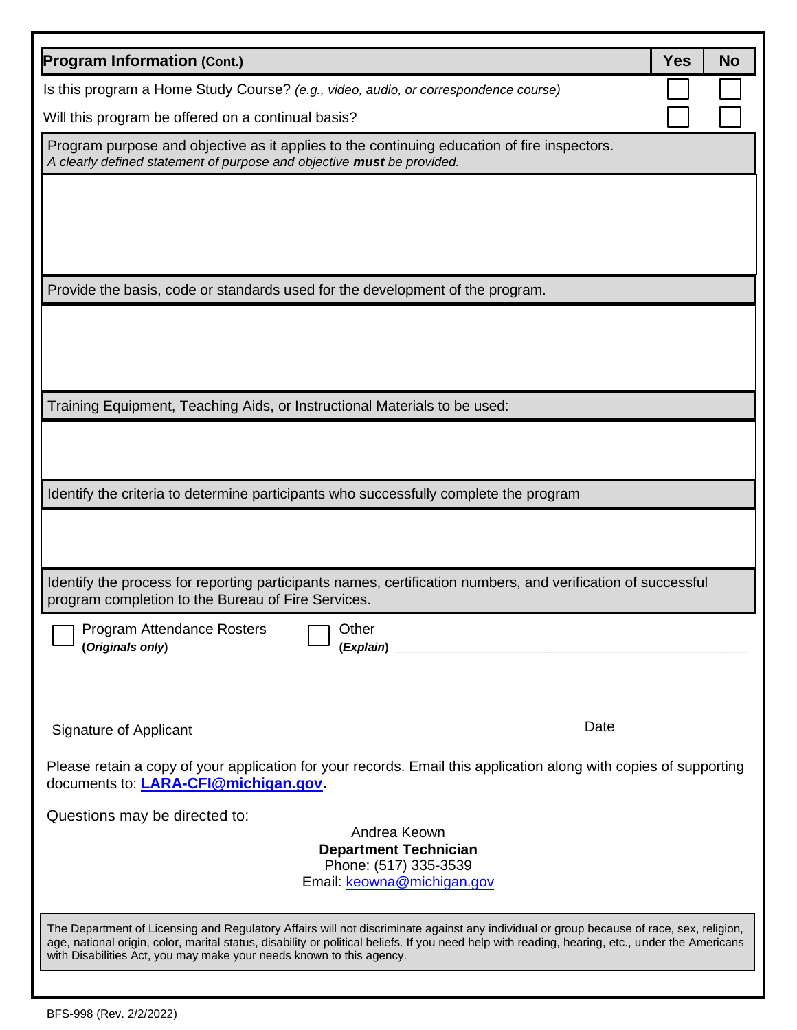| Program Information (Cont.) | Yes | No |
|---|---|---|
| Is this program a Home Study Course? *(e.g., video, audio, or correspondence course)* | ☐ | ☐ |
| Will this program be offered on a continual basis? | ☐ | ☐ |

Program purpose and objective as it applies to the continuing education of fire inspectors.
*A clearly defined statement of purpose and objective **must** be provided.*

Provide the basis, code or standards used for the development of the program.

Training Equipment, Teaching Aids, or Instructional Materials to be used:

Identify the criteria to determine participants who successfully complete the program

Identify the process for reporting participants names, certification numbers, and verification of successful program completion to the Bureau of Fire Services.

☐ Program Attendance Rosters **(*Originals only*)**

☐ Other **(*Explain*)** ______________________________

______________________________ Signature of Applicant

______________ Date

Please retain a copy of your application for your records. Email this application along with copies of supporting documents to: **LARA-CFI@michigan.gov.**

Questions may be directed to:

Andrea Keown
**Department Technician**
Phone: (517) 335-3539
Email: keowna@michigan.gov

The Department of Licensing and Regulatory Affairs will not discriminate against any individual or group because of race, sex, religion, age, national origin, color, marital status, disability or political beliefs. If you need help with reading, hearing, etc., under the Americans with Disabilities Act, you may make your needs known to this agency.

BFS-998 (Rev. 2/2/2022)